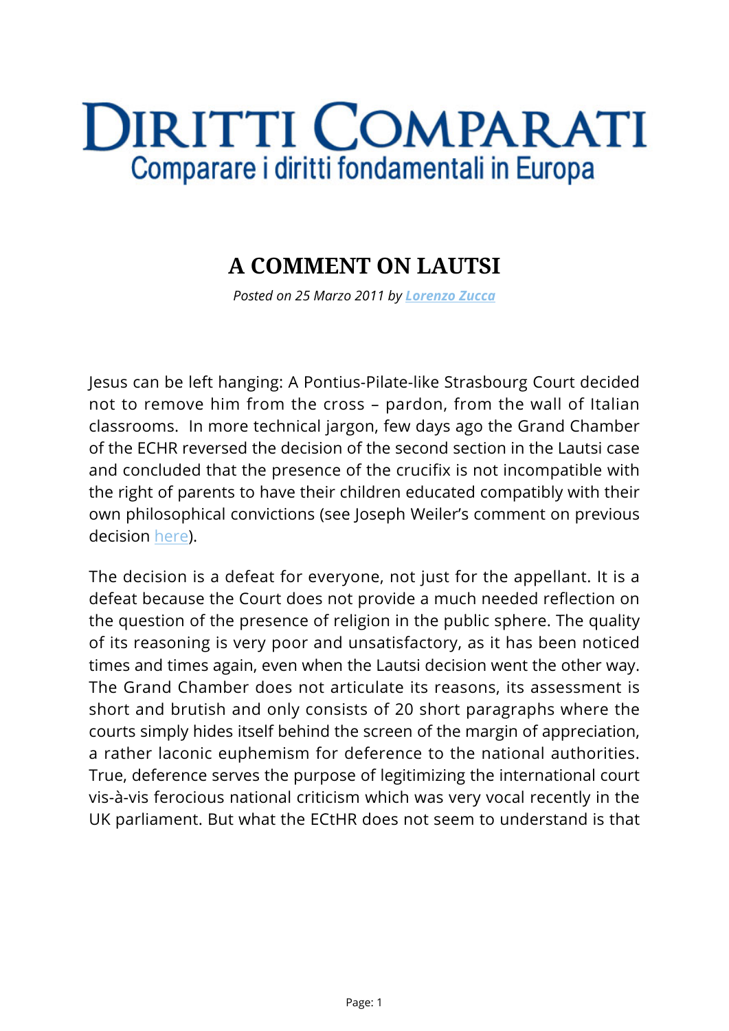# DIRITTI COMPARATI

Comparare i diritti fondamentali in Europa

## A COMMENT ON LAUTSI

*Posted on 25 Marzo 2011 by [Lorenzo Zucca]*

Jesus can be left hanging: A Pontius-Pilate-like Strasbourg Court decided not to remove him from the cross – pardon, from the wall of Italian classrooms. In more technical jargon, few days ago the Grand Chamber of the ECHR reversed the decision of the second section in the Lautsi case and concluded that the presence of the crucifix is not incompatible with the right of parents to have their children educated compatibly with their own philosophical convictions (see Joseph Weiler's comment on previous decision [here]).

The decision is a defeat for everyone, not just for the appellant. It is a defeat because the Court does not provide a much needed reflection on the question of the presence of religion in the public sphere. The quality of its reasoning is very poor and unsatisfactory, as it has been noticed times and times again, even when the Lautsi decision went the other way. The Grand Chamber does not articulate its reasons, its assessment is short and brutish and only consists of 20 short paragraphs where the courts simply hides itself behind the screen of the margin of appreciation, a rather laconic euphemism for deference to the national authorities. True, deference serves the purpose of legitimizing the international court vis-à-vis ferocious national criticism which was very vocal recently in the UK parliament. But what the ECtHR does not seem to understand is that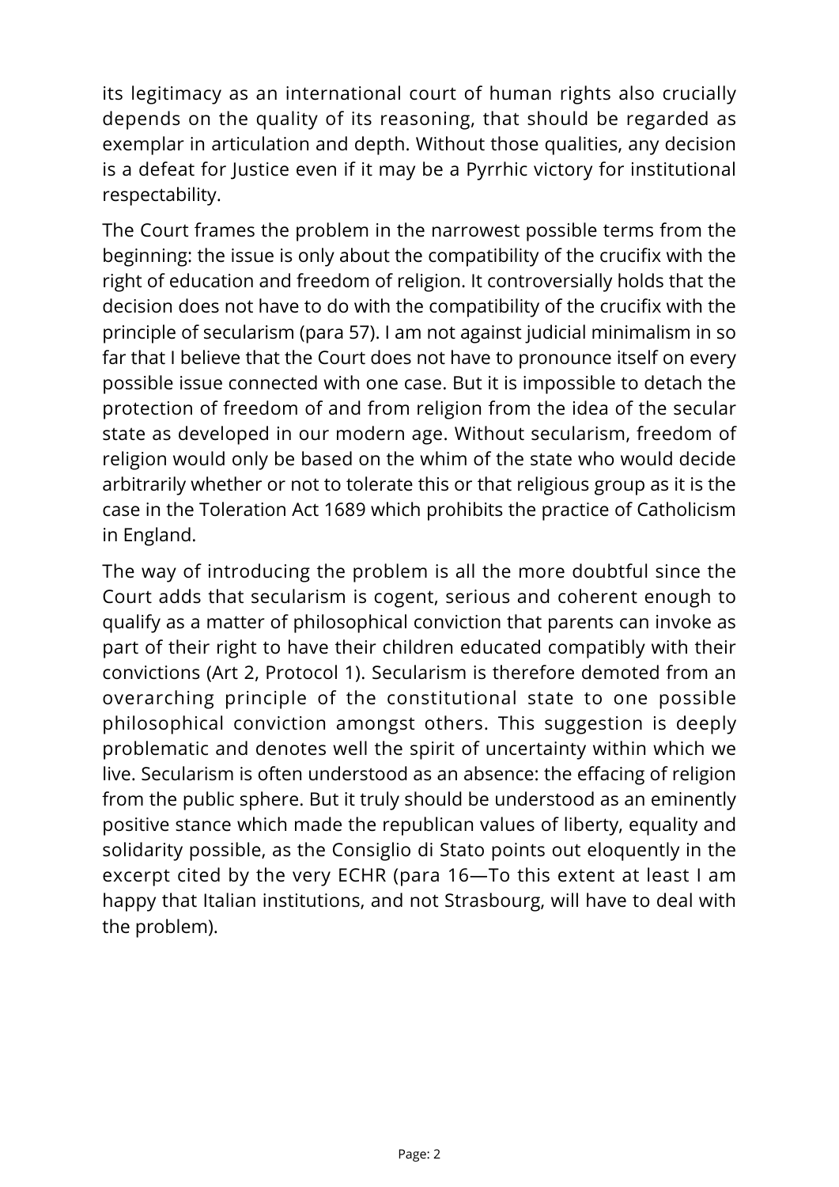its legitimacy as an international court of human rights also crucially depends on the quality of its reasoning, that should be regarded as exemplar in articulation and depth. Without those qualities, any decision is a defeat for Justice even if it may be a Pyrrhic victory for institutional respectability.

The Court frames the problem in the narrowest possible terms from the beginning: the issue is only about the compatibility of the crucifix with the right of education and freedom of religion. It controversially holds that the decision does not have to do with the compatibility of the crucifix with the principle of secularism (para 57). I am not against judicial minimalism in so far that I believe that the Court does not have to pronounce itself on every possible issue connected with one case. But it is impossible to detach the protection of freedom of and from religion from the idea of the secular state as developed in our modern age. Without secularism, freedom of religion would only be based on the whim of the state who would decide arbitrarily whether or not to tolerate this or that religious group as it is the case in the Toleration Act 1689 which prohibits the practice of Catholicism in England.

The way of introducing the problem is all the more doubtful since the Court adds that secularism is cogent, serious and coherent enough to qualify as a matter of philosophical conviction that parents can invoke as part of their right to have their children educated compatibly with their convictions (Art 2, Protocol 1). Secularism is therefore demoted from an overarching principle of the constitutional state to one possible philosophical conviction amongst others. This suggestion is deeply problematic and denotes well the spirit of uncertainty within which we live. Secularism is often understood as an absence: the effacing of religion from the public sphere. But it truly should be understood as an eminently positive stance which made the republican values of liberty, equality and solidarity possible, as the Consiglio di Stato points out eloquently in the excerpt cited by the very ECHR (para 16—To this extent at least I am happy that Italian institutions, and not Strasbourg, will have to deal with the problem).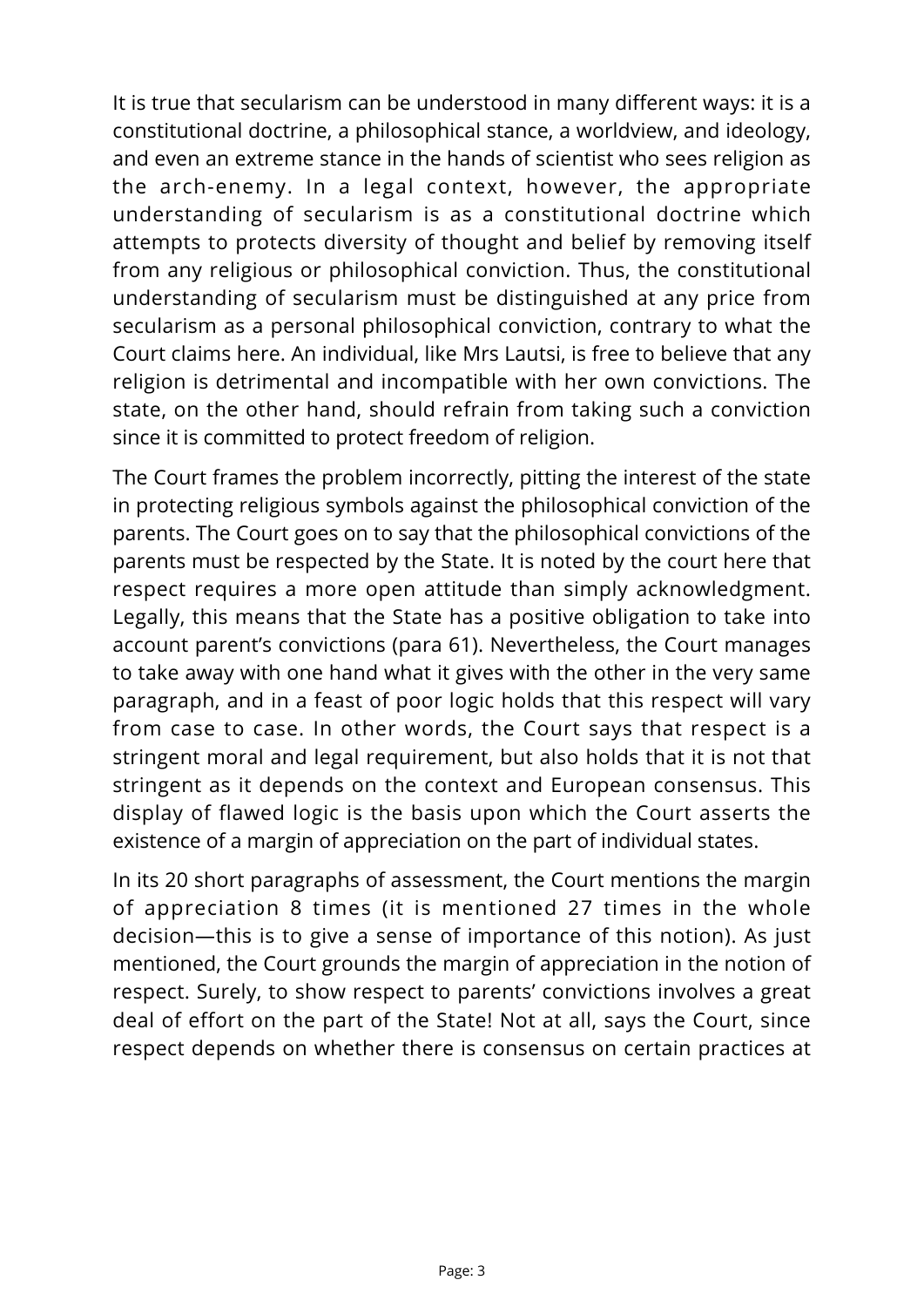It is true that secularism can be understood in many different ways: it is a constitutional doctrine, a philosophical stance, a worldview, and ideology, and even an extreme stance in the hands of scientist who sees religion as the arch-enemy. In a legal context, however, the appropriate understanding of secularism is as a constitutional doctrine which attempts to protects diversity of thought and belief by removing itself from any religious or philosophical conviction. Thus, the constitutional understanding of secularism must be distinguished at any price from secularism as a personal philosophical conviction, contrary to what the Court claims here. An individual, like Mrs Lautsi, is free to believe that any religion is detrimental and incompatible with her own convictions. The state, on the other hand, should refrain from taking such a conviction since it is committed to protect freedom of religion.

The Court frames the problem incorrectly, pitting the interest of the state in protecting religious symbols against the philosophical conviction of the parents. The Court goes on to say that the philosophical convictions of the parents must be respected by the State. It is noted by the court here that respect requires a more open attitude than simply acknowledgment. Legally, this means that the State has a positive obligation to take into account parent's convictions (para 61). Nevertheless, the Court manages to take away with one hand what it gives with the other in the very same paragraph, and in a feast of poor logic holds that this respect will vary from case to case. In other words, the Court says that respect is a stringent moral and legal requirement, but also holds that it is not that stringent as it depends on the context and European consensus. This display of flawed logic is the basis upon which the Court asserts the existence of a margin of appreciation on the part of individual states.

In its 20 short paragraphs of assessment, the Court mentions the margin of appreciation 8 times (it is mentioned 27 times in the whole decision—this is to give a sense of importance of this notion). As just mentioned, the Court grounds the margin of appreciation in the notion of respect. Surely, to show respect to parents' convictions involves a great deal of effort on the part of the State! Not at all, says the Court, since respect depends on whether there is consensus on certain practices at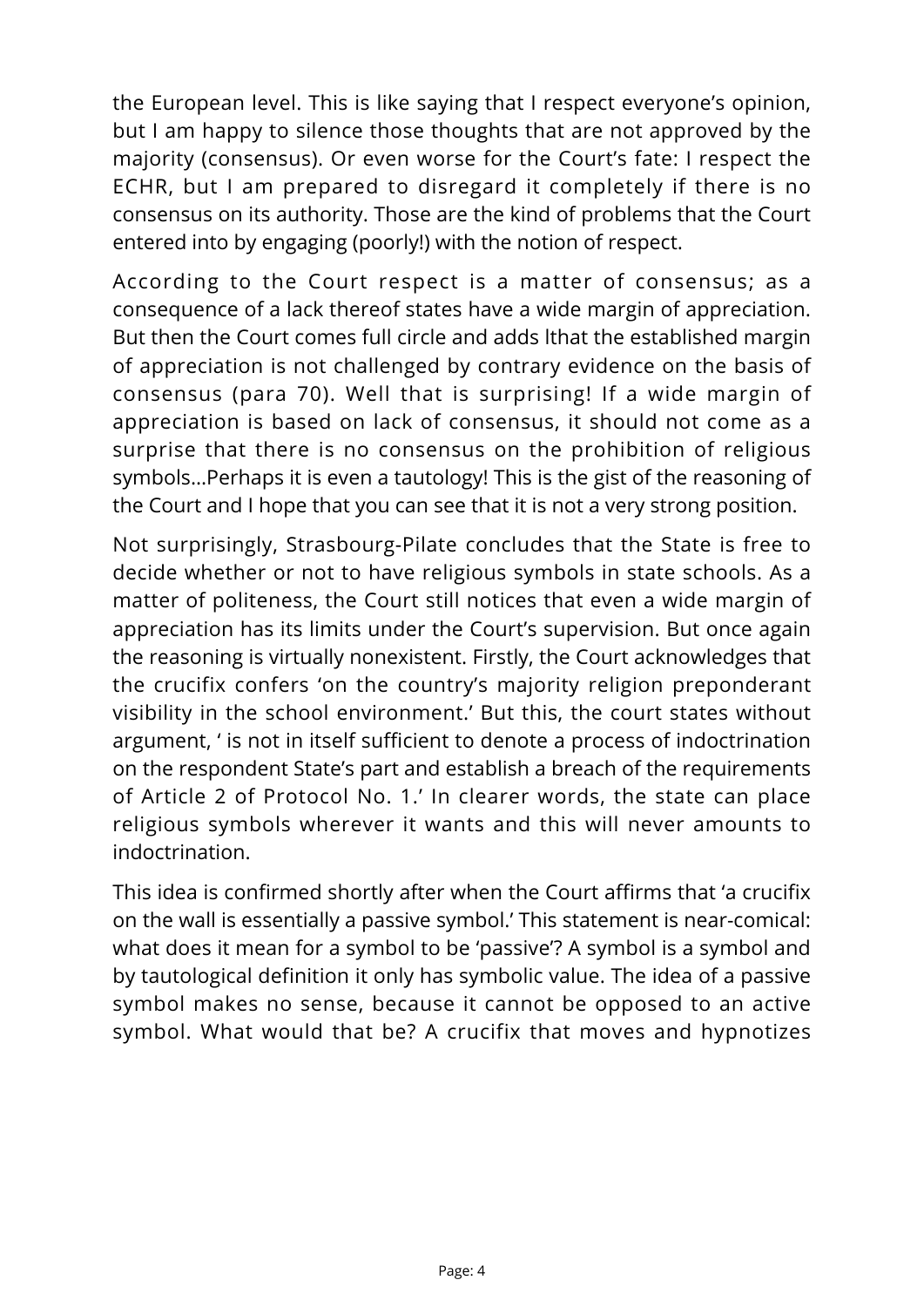the European level. This is like saying that I respect everyone's opinion, but I am happy to silence those thoughts that are not approved by the majority (consensus). Or even worse for the Court's fate: I respect the ECHR, but I am prepared to disregard it completely if there is no consensus on its authority. Those are the kind of problems that the Court entered into by engaging (poorly!) with the notion of respect.

According to the Court respect is a matter of consensus; as a consequence of a lack thereof states have a wide margin of appreciation. But then the Court comes full circle and adds lthat the established margin of appreciation is not challenged by contrary evidence on the basis of consensus (para 70). Well that is surprising! If a wide margin of appreciation is based on lack of consensus, it should not come as a surprise that there is no consensus on the prohibition of religious symbols…Perhaps it is even a tautology! This is the gist of the reasoning of the Court and I hope that you can see that it is not a very strong position.

Not surprisingly, Strasbourg-Pilate concludes that the State is free to decide whether or not to have religious symbols in state schools. As a matter of politeness, the Court still notices that even a wide margin of appreciation has its limits under the Court's supervision. But once again the reasoning is virtually nonexistent. Firstly, the Court acknowledges that the crucifix confers 'on the country's majority religion preponderant visibility in the school environment.' But this, the court states without argument, ' is not in itself sufficient to denote a process of indoctrination on the respondent State's part and establish a breach of the requirements of Article 2 of Protocol No. 1.' In clearer words, the state can place religious symbols wherever it wants and this will never amounts to indoctrination.

This idea is confirmed shortly after when the Court affirms that 'a crucifix on the wall is essentially a passive symbol.' This statement is near-comical: what does it mean for a symbol to be 'passive'? A symbol is a symbol and by tautological definition it only has symbolic value. The idea of a passive symbol makes no sense, because it cannot be opposed to an active symbol. What would that be? A crucifix that moves and hypnotizes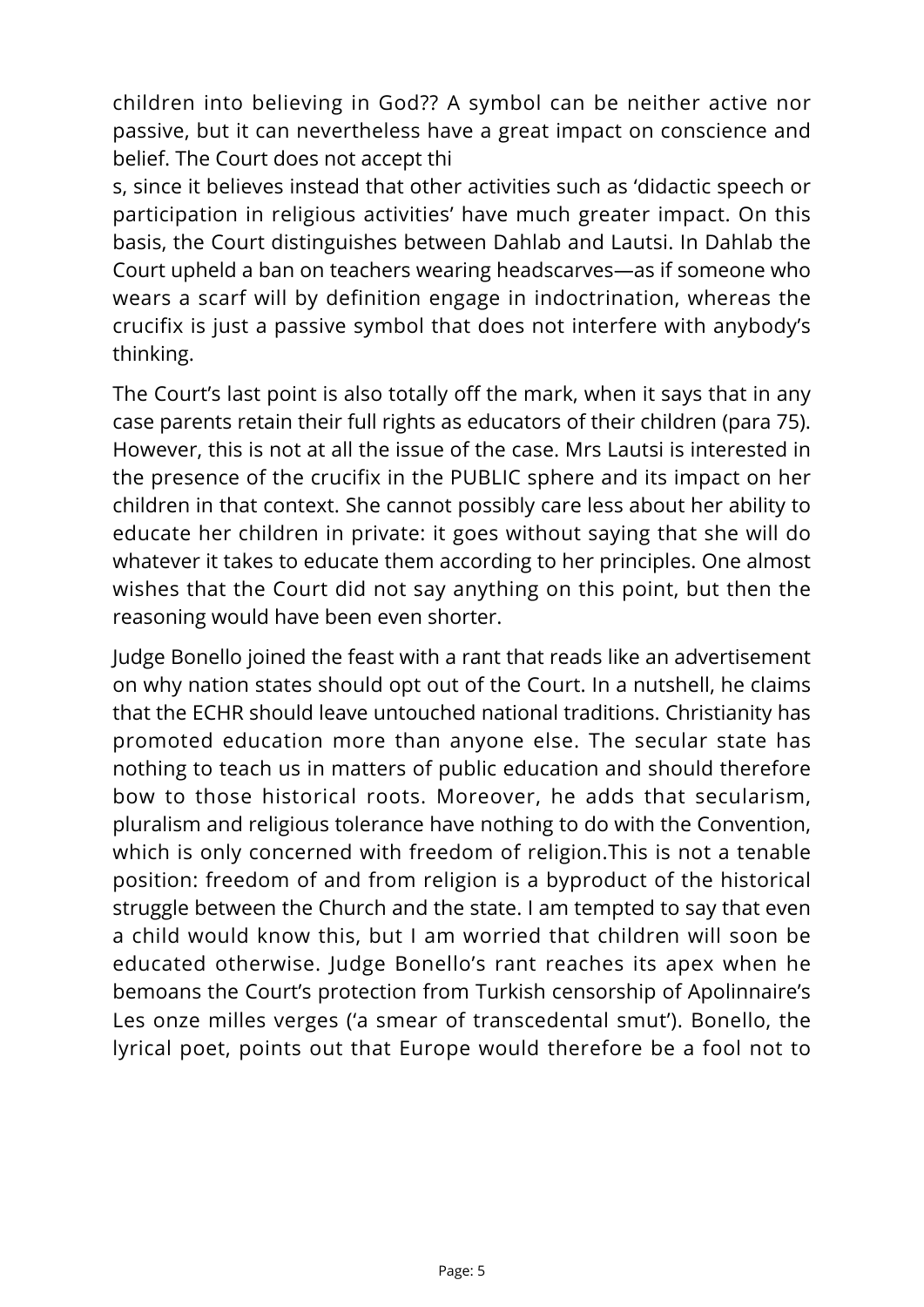children into believing in God?? A symbol can be neither active nor passive, but it can nevertheless have a great impact on conscience and belief. The Court does not accept thi

s, since it believes instead that other activities such as 'didactic speech or participation in religious activities' have much greater impact. On this basis, the Court distinguishes between Dahlab and Lautsi. In Dahlab the Court upheld a ban on teachers wearing headscarves—as if someone who wears a scarf will by definition engage in indoctrination, whereas the crucifix is just a passive symbol that does not interfere with anybody's thinking.

The Court's last point is also totally off the mark, when it says that in any case parents retain their full rights as educators of their children (para 75). However, this is not at all the issue of the case. Mrs Lautsi is interested in the presence of the crucifix in the PUBLIC sphere and its impact on her children in that context. She cannot possibly care less about her ability to educate her children in private: it goes without saying that she will do whatever it takes to educate them according to her principles. One almost wishes that the Court did not say anything on this point, but then the reasoning would have been even shorter.

Judge Bonello joined the feast with a rant that reads like an advertisement on why nation states should opt out of the Court. In a nutshell, he claims that the ECHR should leave untouched national traditions. Christianity has promoted education more than anyone else. The secular state has nothing to teach us in matters of public education and should therefore bow to those historical roots. Moreover, he adds that secularism, pluralism and religious tolerance have nothing to do with the Convention, which is only concerned with freedom of religion.This is not a tenable position: freedom of and from religion is a byproduct of the historical struggle between the Church and the state. I am tempted to say that even a child would know this, but I am worried that children will soon be educated otherwise. Judge Bonello's rant reaches its apex when he bemoans the Court's protection from Turkish censorship of Apolinnaire's Les onze milles verges ('a smear of transcedental smut'). Bonello, the lyrical poet, points out that Europe would therefore be a fool not to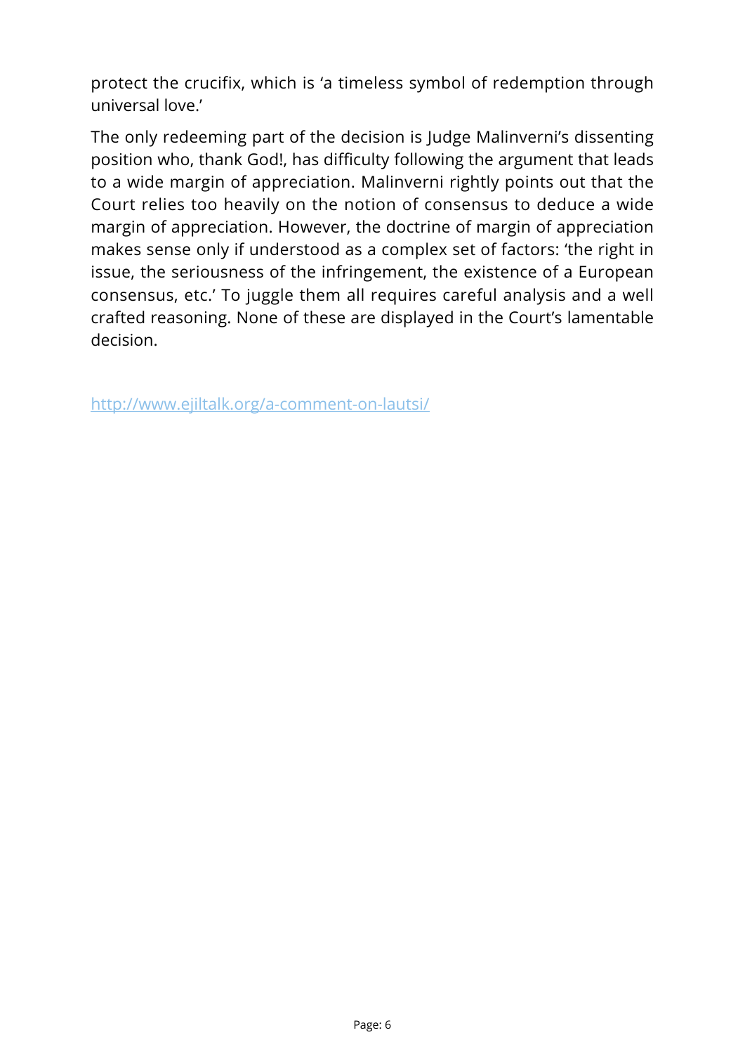protect the crucifix, which is 'a timeless symbol of redemption through universal love.'

The only redeeming part of the decision is Judge Malinverni's dissenting position who, thank God!, has difficulty following the argument that leads to a wide margin of appreciation. Malinverni rightly points out that the Court relies too heavily on the notion of consensus to deduce a wide margin of appreciation. However, the doctrine of margin of appreciation makes sense only if understood as a complex set of factors: 'the right in issue, the seriousness of the infringement, the existence of a European consensus, etc.' To juggle them all requires careful analysis and a well crafted reasoning. None of these are displayed in the Court's lamentable decision.

[http://www.ejiltalk.org/a-comment-on-lautsi/](http://www.ejiltalk.org/a-comment-on-lautsi/)